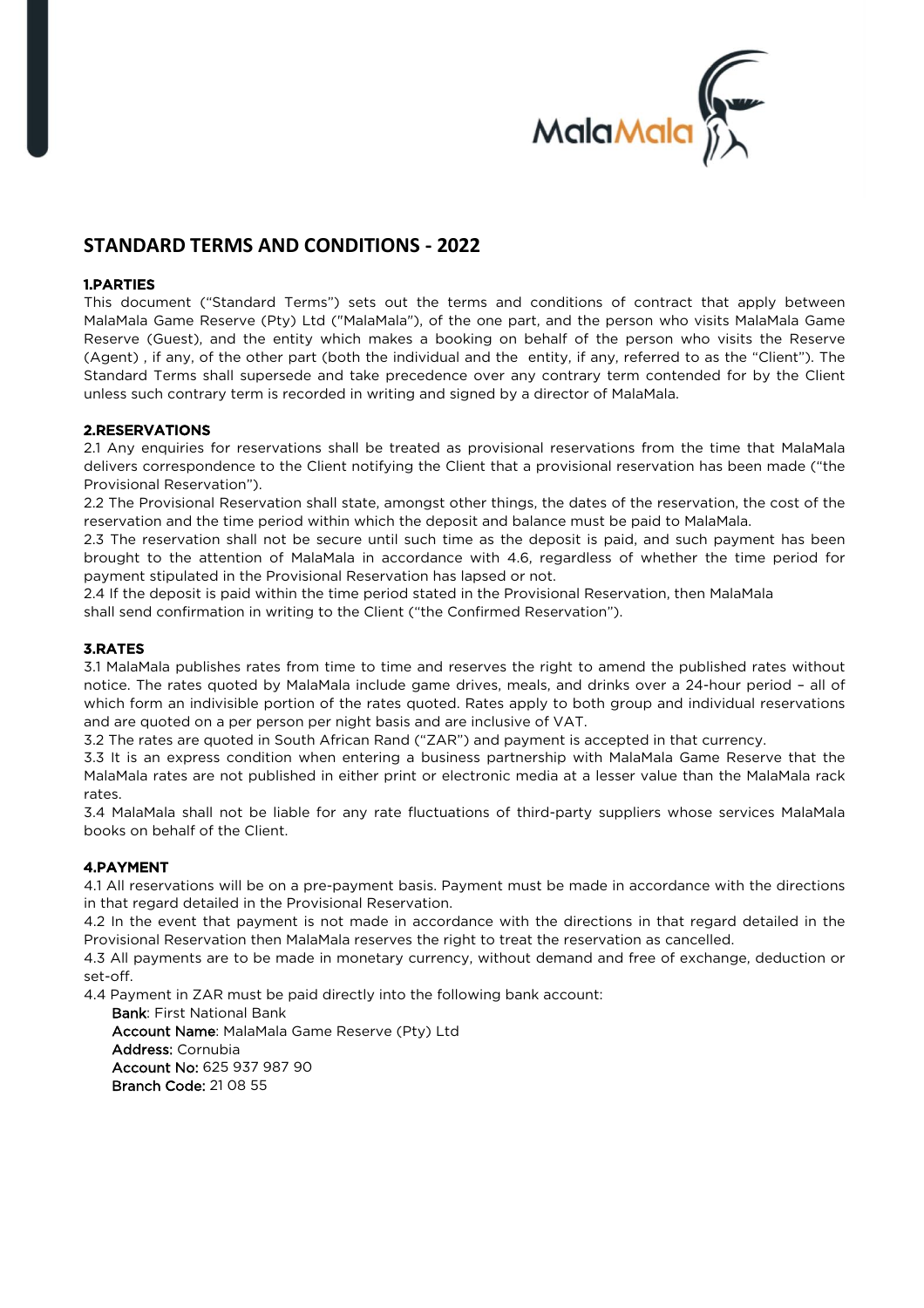# STANDARD TERMS AND CONDITIONS - 2022

### 1.PARTIES

This document ("Standard Terms") sets out the terms and conditions of contract that apply between MalaMala Game Reserve (Pty) Ltd ("MalaMala"), of the one part, and the person who visits MalaMala Game Reserve (Guest), and the entity which makes a booking on behalf of the person who visits the Reserve (Agent) , if any, of the other part (both the individual and the entity, if any, referred to as the "Client"). The Standard Terms shall supersede and take precedence over any contrary term contended for by the Client unless such contrary term is recorded in writing and signed by a director of MalaMala.

### 2.RESERVATIONS

2.1 Any enquiries for reservations shall be treated as provisional reservations from the time that MalaMala delivers correspondence to the Client notifying the Client that a provisional reservation has been made ("the Provisional Reservation").

2.2 The Provisional Reservation shall state, amongst other things, the dates of the reservation, the cost of the reservation and the time period within which the deposit and balance must be paid to MalaMala.

2.3 The reservation shall not be secure until such time as the deposit is paid, and such payment has been brought to the attention of MalaMala in accordance with 4.6, regardless of whether the time period for payment stipulated in the Provisional Reservation has lapsed or not.

2.4 If the deposit is paid within the time period stated in the Provisional Reservation, then MalaMala shall send confirmation in writing to the Client ("the Confirmed Reservation").

### 3.RATES

3.1 MalaMala publishes rates from time to time and reserves the right to amend the published rates without notice. The rates quoted by MalaMala include game drives, meals, and drinks over a 24-hour period – all of which form an indivisible portion of the rates quoted. Rates apply to both group and individual reservations and are quoted on a per person per night basis and are inclusive of VAT.

3.2 The rates are quoted in South African Rand ("ZAR") and payment is accepted in that currency.

3.3 It is an express condition when entering a business partnership with MalaMala Game Reserve that the MalaMala rates are not published in either print or electronic media at a lesser value than the MalaMala rack rates.

3.4 MalaMala shall not be liable for any rate fluctuations of third-party suppliers whose services MalaMala books on behalf of the Client.

### 4.PAYMENT

4.1 All reservations will be on a pre-payment basis. Payment must be made in accordance with the directions in that regard detailed in the Provisional Reservation.

4.2 In the event that payment is not made in accordance with the directions in that regard detailed in the Provisional Reservation then MalaMala reserves the right to treat the reservation as cancelled.

4.3 All payments are to be made in monetary currency, without demand and free of exchange, deduction or set-off.

4.4 Payment in ZAR must be paid directly into the following bank account:

**Bank**: First National Bank
**Account Name**: MalaMala Game Reserve (Pty) Ltd
**Address:** Cornubia
**Account No:** 625 937 987 90
**Branch Code:** 21 08 55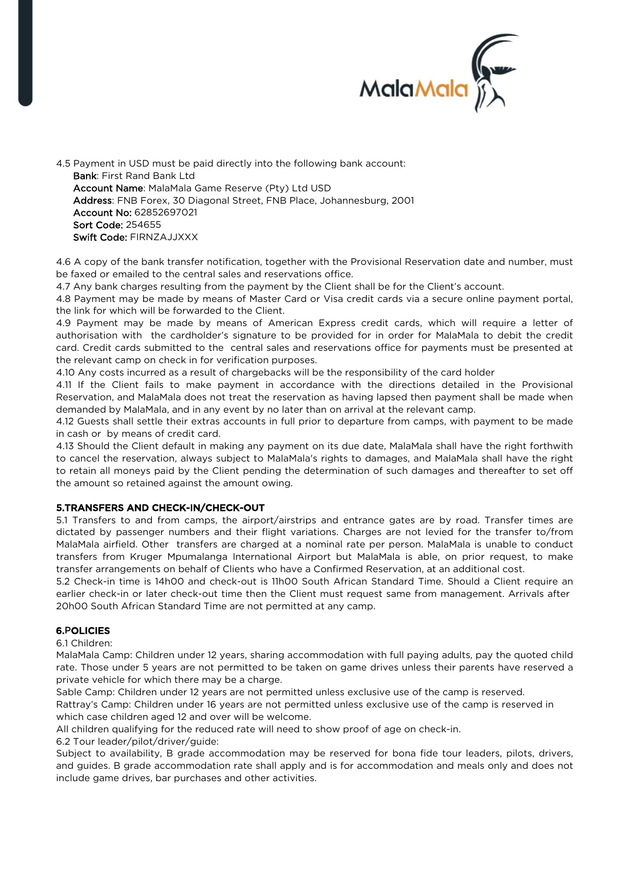4.5 Payment in USD must be paid directly into the following bank account:

**Bank**: First Rand Bank Ltd
**Account Name**: MalaMala Game Reserve (Pty) Ltd USD
**Address**: FNB Forex, 30 Diagonal Street, FNB Place, Johannesburg, 2001
**Account No:** 62852697021
**Sort Code:** 254655
**Swift Code:** FIRNZAJJXXX

4.6 A copy of the bank transfer notification, together with the Provisional Reservation date and number, must be faxed or emailed to the central sales and reservations office.

4.7 Any bank charges resulting from the payment by the Client shall be for the Client's account.

4.8 Payment may be made by means of Master Card or Visa credit cards via a secure online payment portal, the link for which will be forwarded to the Client.

4.9 Payment may be made by means of American Express credit cards, which will require a letter of authorisation with the cardholder's signature to be provided for in order for MalaMala to debit the credit card. Credit cards submitted to the central sales and reservations office for payments must be presented at the relevant camp on check in for verification purposes.

4.10 Any costs incurred as a result of chargebacks will be the responsibility of the card holder

4.11 If the Client fails to make payment in accordance with the directions detailed in the Provisional Reservation, and MalaMala does not treat the reservation as having lapsed then payment shall be made when demanded by MalaMala, and in any event by no later than on arrival at the relevant camp.

4.12 Guests shall settle their extras accounts in full prior to departure from camps, with payment to be made in cash or by means of credit card.

4.13 Should the Client default in making any payment on its due date, MalaMala shall have the right forthwith to cancel the reservation, always subject to MalaMala's rights to damages, and MalaMala shall have the right to retain all moneys paid by the Client pending the determination of such damages and thereafter to set off the amount so retained against the amount owing.

## 5.TRANSFERS AND CHECK-IN/CHECK-OUT

5.1 Transfers to and from camps, the airport/airstrips and entrance gates are by road. Transfer times are dictated by passenger numbers and their flight variations. Charges are not levied for the transfer to/from MalaMala airfield. Other transfers are charged at a nominal rate per person. MalaMala is unable to conduct transfers from Kruger Mpumalanga International Airport but MalaMala is able, on prior request, to make transfer arrangements on behalf of Clients who have a Confirmed Reservation, at an additional cost.

5.2 Check-in time is 14h00 and check-out is 11h00 South African Standard Time. Should a Client require an earlier check-in or later check-out time then the Client must request same from management. Arrivals after 20h00 South African Standard Time are not permitted at any camp.

## 6.POLICIES

6.1 Children:

MalaMala Camp: Children under 12 years, sharing accommodation with full paying adults, pay the quoted child rate. Those under 5 years are not permitted to be taken on game drives unless their parents have reserved a private vehicle for which there may be a charge.

Sable Camp: Children under 12 years are not permitted unless exclusive use of the camp is reserved.

Rattray's Camp: Children under 16 years are not permitted unless exclusive use of the camp is reserved in which case children aged 12 and over will be welcome.

All children qualifying for the reduced rate will need to show proof of age on check-in.

6.2 Tour leader/pilot/driver/guide:

Subject to availability, B grade accommodation may be reserved for bona fide tour leaders, pilots, drivers, and guides. B grade accommodation rate shall apply and is for accommodation and meals only and does not include game drives, bar purchases and other activities.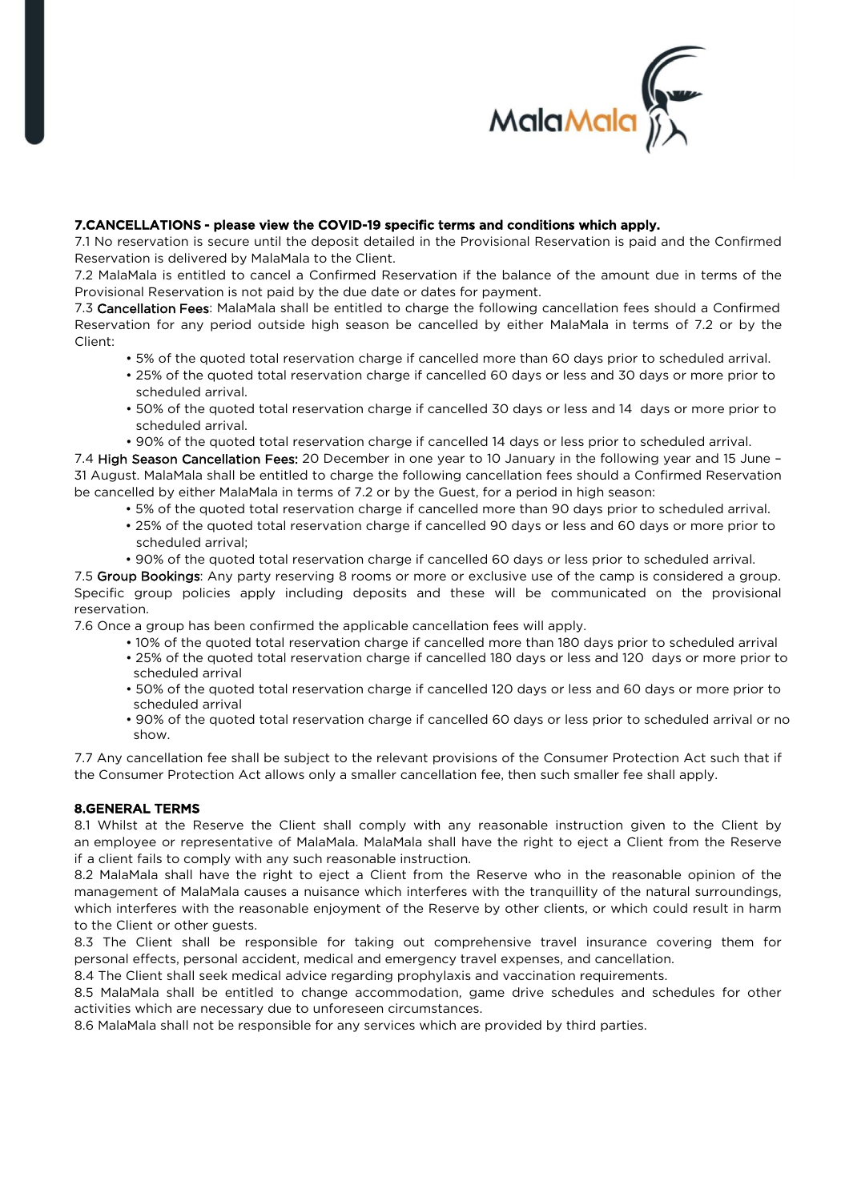## 7.CANCELLATIONS - please view the COVID-19 specific terms and conditions which apply.

7.1 No reservation is secure until the deposit detailed in the Provisional Reservation is paid and the Confirmed Reservation is delivered by MalaMala to the Client.

7.2 MalaMala is entitled to cancel a Confirmed Reservation if the balance of the amount due in terms of the Provisional Reservation is not paid by the due date or dates for payment.

7.3 **Cancellation Fees**: MalaMala shall be entitled to charge the following cancellation fees should a Confirmed Reservation for any period outside high season be cancelled by either MalaMala in terms of 7.2 or by the Client:

- 5% of the quoted total reservation charge if cancelled more than 60 days prior to scheduled arrival.
- 25% of the quoted total reservation charge if cancelled 60 days or less and 30 days or more prior to scheduled arrival.
- 50% of the quoted total reservation charge if cancelled 30 days or less and 14 days or more prior to scheduled arrival.
- 90% of the quoted total reservation charge if cancelled 14 days or less prior to scheduled arrival.

7.4 **High Season Cancellation Fees:** 20 December in one year to 10 January in the following year and 15 June – 31 August. MalaMala shall be entitled to charge the following cancellation fees should a Confirmed Reservation be cancelled by either MalaMala in terms of 7.2 or by the Guest, for a period in high season:

- 5% of the quoted total reservation charge if cancelled more than 90 days prior to scheduled arrival.
- 25% of the quoted total reservation charge if cancelled 90 days or less and 60 days or more prior to scheduled arrival;
- 90% of the quoted total reservation charge if cancelled 60 days or less prior to scheduled arrival.

7.5 **Group Bookings**: Any party reserving 8 rooms or more or exclusive use of the camp is considered a group. Specific group policies apply including deposits and these will be communicated on the provisional reservation.

7.6 Once a group has been confirmed the applicable cancellation fees will apply.

- 10% of the quoted total reservation charge if cancelled more than 180 days prior to scheduled arrival
- 25% of the quoted total reservation charge if cancelled 180 days or less and 120 days or more prior to scheduled arrival
- 50% of the quoted total reservation charge if cancelled 120 days or less and 60 days or more prior to scheduled arrival
- 90% of the quoted total reservation charge if cancelled 60 days or less prior to scheduled arrival or no show.

7.7 Any cancellation fee shall be subject to the relevant provisions of the Consumer Protection Act such that if the Consumer Protection Act allows only a smaller cancellation fee, then such smaller fee shall apply.

## 8.GENERAL TERMS

8.1 Whilst at the Reserve the Client shall comply with any reasonable instruction given to the Client by an employee or representative of MalaMala. MalaMala shall have the right to eject a Client from the Reserve if a client fails to comply with any such reasonable instruction.

8.2 MalaMala shall have the right to eject a Client from the Reserve who in the reasonable opinion of the management of MalaMala causes a nuisance which interferes with the tranquillity of the natural surroundings, which interferes with the reasonable enjoyment of the Reserve by other clients, or which could result in harm to the Client or other guests.

8.3 The Client shall be responsible for taking out comprehensive travel insurance covering them for personal effects, personal accident, medical and emergency travel expenses, and cancellation.

8.4 The Client shall seek medical advice regarding prophylaxis and vaccination requirements.

8.5 MalaMala shall be entitled to change accommodation, game drive schedules and schedules for other activities which are necessary due to unforeseen circumstances.

8.6 MalaMala shall not be responsible for any services which are provided by third parties.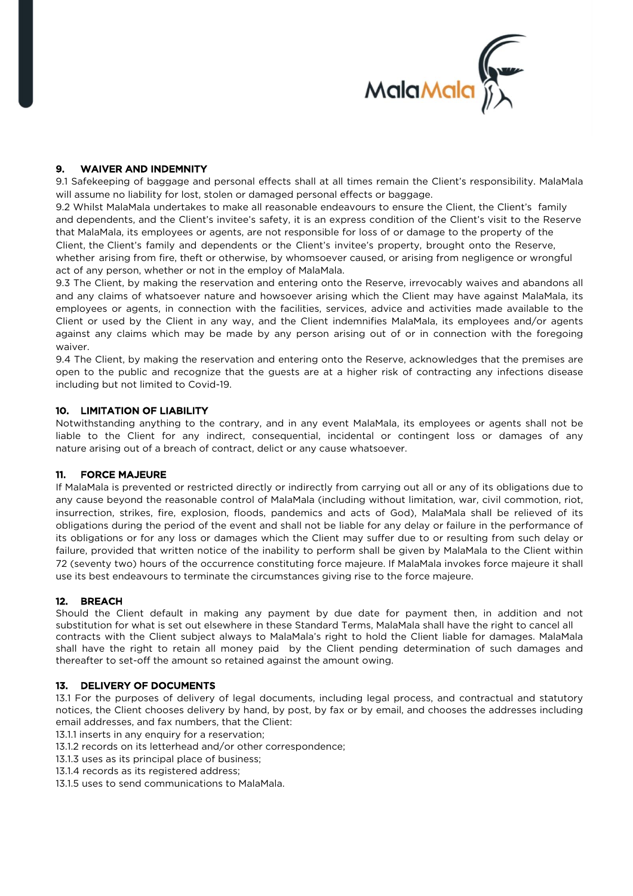## 9. WAIVER AND INDEMNITY

9.1 Safekeeping of baggage and personal effects shall at all times remain the Client's responsibility. MalaMala will assume no liability for lost, stolen or damaged personal effects or baggage.

9.2 Whilst MalaMala undertakes to make all reasonable endeavours to ensure the Client, the Client's family and dependents, and the Client's invitee's safety, it is an express condition of the Client's visit to the Reserve that MalaMala, its employees or agents, are not responsible for loss of or damage to the property of the Client, the Client's family and dependents or the Client's invitee's property, brought onto the Reserve, whether arising from fire, theft or otherwise, by whomsoever caused, or arising from negligence or wrongful act of any person, whether or not in the employ of MalaMala.

9.3 The Client, by making the reservation and entering onto the Reserve, irrevocably waives and abandons all and any claims of whatsoever nature and howsoever arising which the Client may have against MalaMala, its employees or agents, in connection with the facilities, services, advice and activities made available to the Client or used by the Client in any way, and the Client indemnifies MalaMala, its employees and/or agents against any claims which may be made by any person arising out of or in connection with the foregoing waiver.

9.4 The Client, by making the reservation and entering onto the Reserve, acknowledges that the premises are open to the public and recognize that the guests are at a higher risk of contracting any infections disease including but not limited to Covid-19.

## 10. LIMITATION OF LIABILITY

Notwithstanding anything to the contrary, and in any event MalaMala, its employees or agents shall not be liable to the Client for any indirect, consequential, incidental or contingent loss or damages of any nature arising out of a breach of contract, delict or any cause whatsoever.

## 11. FORCE MAJEURE

If MalaMala is prevented or restricted directly or indirectly from carrying out all or any of its obligations due to any cause beyond the reasonable control of MalaMala (including without limitation, war, civil commotion, riot, insurrection, strikes, fire, explosion, floods, pandemics and acts of God), MalaMala shall be relieved of its obligations during the period of the event and shall not be liable for any delay or failure in the performance of its obligations or for any loss or damages which the Client may suffer due to or resulting from such delay or failure, provided that written notice of the inability to perform shall be given by MalaMala to the Client within 72 (seventy two) hours of the occurrence constituting force majeure. If MalaMala invokes force majeure it shall use its best endeavours to terminate the circumstances giving rise to the force majeure.

## 12. BREACH

Should the Client default in making any payment by due date for payment then, in addition and not substitution for what is set out elsewhere in these Standard Terms, MalaMala shall have the right to cancel all contracts with the Client subject always to MalaMala's right to hold the Client liable for damages. MalaMala shall have the right to retain all money paid by the Client pending determination of such damages and thereafter to set-off the amount so retained against the amount owing.

## 13. DELIVERY OF DOCUMENTS

13.1 For the purposes of delivery of legal documents, including legal process, and contractual and statutory notices, the Client chooses delivery by hand, by post, by fax or by email, and chooses the addresses including email addresses, and fax numbers, that the Client:

13.1.1 inserts in any enquiry for a reservation;
13.1.2 records on its letterhead and/or other correspondence;
13.1.3 uses as its principal place of business;
13.1.4 records as its registered address;
13.1.5 uses to send communications to MalaMala.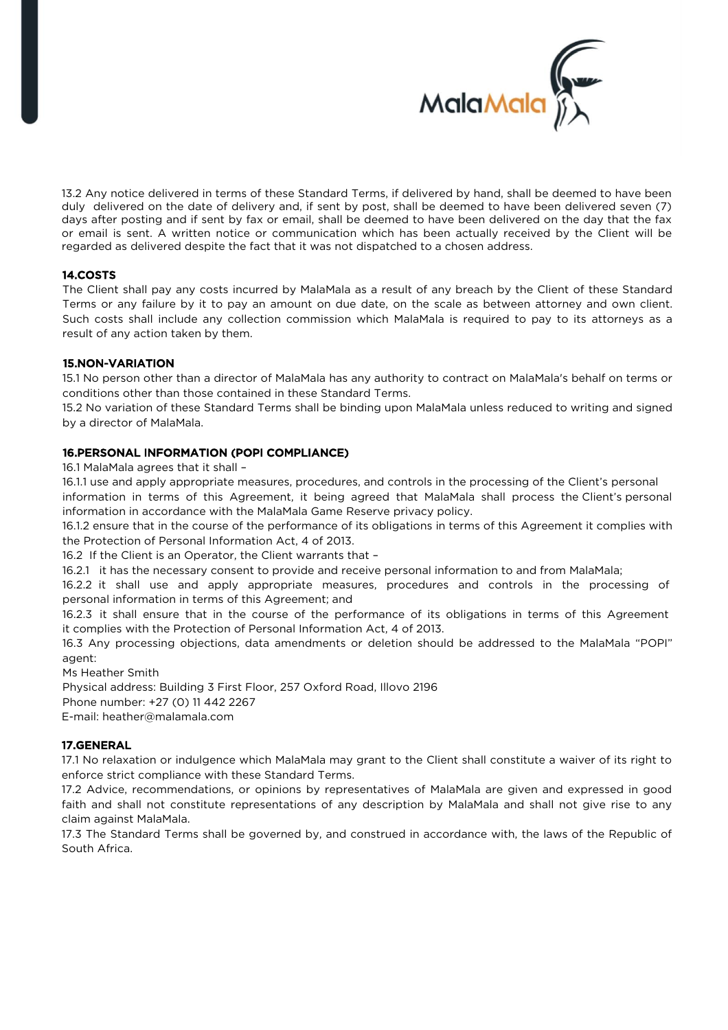13.2 Any notice delivered in terms of these Standard Terms, if delivered by hand, shall be deemed to have been duly delivered on the date of delivery and, if sent by post, shall be deemed to have been delivered seven (7) days after posting and if sent by fax or email, shall be deemed to have been delivered on the day that the fax or email is sent. A written notice or communication which has been actually received by the Client will be regarded as delivered despite the fact that it was not dispatched to a chosen address.

**14.COSTS**

The Client shall pay any costs incurred by MalaMala as a result of any breach by the Client of these Standard Terms or any failure by it to pay an amount on due date, on the scale as between attorney and own client. Such costs shall include any collection commission which MalaMala is required to pay to its attorneys as a result of any action taken by them.

**15.NON-VARIATION**

15.1 No person other than a director of MalaMala has any authority to contract on MalaMala's behalf on terms or conditions other than those contained in these Standard Terms.

15.2 No variation of these Standard Terms shall be binding upon MalaMala unless reduced to writing and signed by a director of MalaMala.

**16.PERSONAL INFORMATION (POPI COMPLIANCE)**

16.1 MalaMala agrees that it shall –

16.1.1 use and apply appropriate measures, procedures, and controls in the processing of the Client's personal information in terms of this Agreement, it being agreed that MalaMala shall process the Client's personal information in accordance with the MalaMala Game Reserve privacy policy.

16.1.2 ensure that in the course of the performance of its obligations in terms of this Agreement it complies with the Protection of Personal Information Act, 4 of 2013.

16.2 If the Client is an Operator, the Client warrants that –

16.2.1 it has the necessary consent to provide and receive personal information to and from MalaMala;

16.2.2 it shall use and apply appropriate measures, procedures and controls in the processing of personal information in terms of this Agreement; and

16.2.3 it shall ensure that in the course of the performance of its obligations in terms of this Agreement it complies with the Protection of Personal Information Act, 4 of 2013.

16.3 Any processing objections, data amendments or deletion should be addressed to the MalaMala "POPI" agent:

Ms Heather Smith

Physical address: Building 3 First Floor, 257 Oxford Road, Illovo 2196

Phone number: +27 (0) 11 442 2267

E-mail: heather@malamala.com

**17.GENERAL**

17.1 No relaxation or indulgence which MalaMala may grant to the Client shall constitute a waiver of its right to enforce strict compliance with these Standard Terms.

17.2 Advice, recommendations, or opinions by representatives of MalaMala are given and expressed in good faith and shall not constitute representations of any description by MalaMala and shall not give rise to any claim against MalaMala.

17.3 The Standard Terms shall be governed by, and construed in accordance with, the laws of the Republic of South Africa.